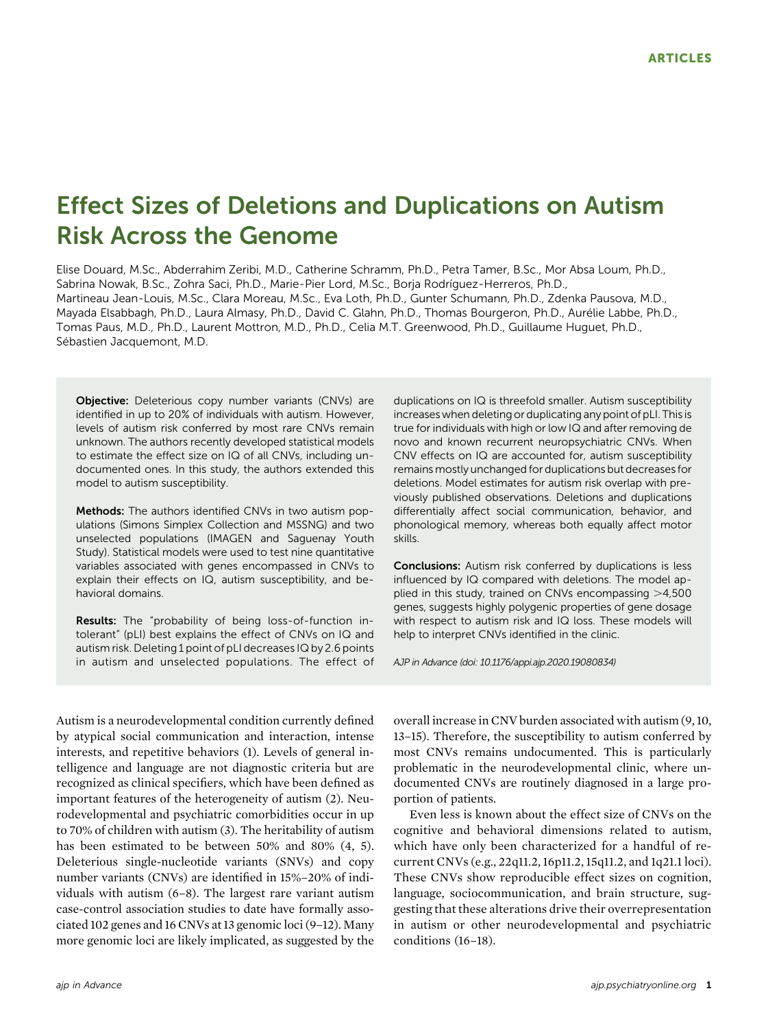ARTICLES

# Effect Sizes of Deletions and Duplications on Autism Risk Across the Genome

Elise Douard, M.Sc., Abderrahim Zeribi, M.D., Catherine Schramm, Ph.D., Petra Tamer, B.Sc., Mor Absa Loum, Ph.D., Sabrina Nowak, B.Sc., Zohra Saci, Ph.D., Marie-Pier Lord, M.Sc., Borja Rodríguez-Herreros, Ph.D., Martineau Jean-Louis, M.Sc., Clara Moreau, M.Sc., Eva Loth, Ph.D., Gunter Schumann, Ph.D., Zdenka Pausova, M.D., Mayada Elsabbagh, Ph.D., Laura Almasy, Ph.D., David C. Glahn, Ph.D., Thomas Bourgeron, Ph.D., Aurélie Labbe, Ph.D., Tomas Paus, M.D., Ph.D., Laurent Mottron, M.D., Ph.D., Celia M.T. Greenwood, Ph.D., Guillaume Huguet, Ph.D., Sébastien Jacquemont, M.D.

**Objective:** Deleterious copy number variants (CNVs) are identified in up to 20% of individuals with autism. However, levels of autism risk conferred by most rare CNVs remain unknown. The authors recently developed statistical models to estimate the effect size on IQ of all CNVs, including undocumented ones. In this study, the authors extended this model to autism susceptibility.

**Methods:** The authors identified CNVs in two autism populations (Simons Simplex Collection and MSSNG) and two unselected populations (IMAGEN and Saguenay Youth Study). Statistical models were used to test nine quantitative variables associated with genes encompassed in CNVs to explain their effects on IQ, autism susceptibility, and behavioral domains.

**Results:** The "probability of being loss-of-function intolerant" (pLI) best explains the effect of CNVs on IQ and autism risk. Deleting 1 point of pLI decreases IQ by 2.6 points in autism and unselected populations. The effect of duplications on IQ is threefold smaller. Autism susceptibility increases when deleting or duplicating any point of pLI. This is true for individuals with high or low IQ and after removing de novo and known recurrent neuropsychiatric CNVs. When CNV effects on IQ are accounted for, autism susceptibility remains mostly unchanged for duplications but decreases for deletions. Model estimates for autism risk overlap with previously published observations. Deletions and duplications differentially affect social communication, behavior, and phonological memory, whereas both equally affect motor skills.

**Conclusions:** Autism risk conferred by duplications is less influenced by IQ compared with deletions. The model applied in this study, trained on CNVs encompassing >4,500 genes, suggests highly polygenic properties of gene dosage with respect to autism risk and IQ loss. These models will help to interpret CNVs identified in the clinic.

*AJP in Advance (doi: 10.1176/appi.ajp.2020.19080834)*

Autism is a neurodevelopmental condition currently defined by atypical social communication and interaction, intense interests, and repetitive behaviors (1). Levels of general intelligence and language are not diagnostic criteria but are recognized as clinical specifiers, which have been defined as important features of the heterogeneity of autism (2). Neurodevelopmental and psychiatric comorbidities occur in up to 70% of children with autism (3). The heritability of autism has been estimated to be between 50% and 80% (4, 5). Deleterious single-nucleotide variants (SNVs) and copy number variants (CNVs) are identified in 15%–20% of individuals with autism (6–8). The largest rare variant autism case-control association studies to date have formally associated 102 genes and 16 CNVs at 13 genomic loci (9–12). Many more genomic loci are likely implicated, as suggested by the overall increase in CNV burden associated with autism (9, 10, 13–15). Therefore, the susceptibility to autism conferred by most CNVs remains undocumented. This is particularly problematic in the neurodevelopmental clinic, where undocumented CNVs are routinely diagnosed in a large proportion of patients.

Even less is known about the effect size of CNVs on the cognitive and behavioral dimensions related to autism, which have only been characterized for a handful of recurrent CNVs (e.g., 22q11.2, 16p11.2, 15q11.2, and 1q21.1 loci). These CNVs show reproducible effect sizes on cognition, language, sociocommunication, and brain structure, suggesting that these alterations drive their overrepresentation in autism or other neurodevelopmental and psychiatric conditions (16–18).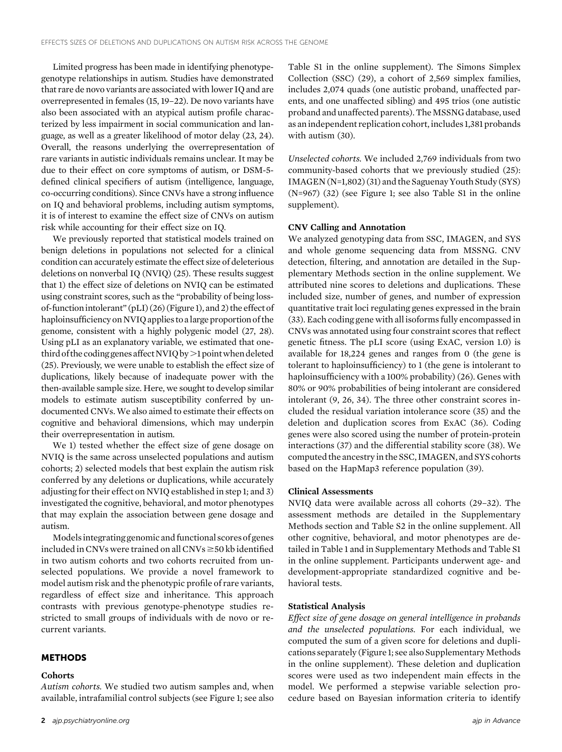Limited progress has been made in identifying phenotype-genotype relationships in autism. Studies have demonstrated that rare de novo variants are associated with lower IQ and are overrepresented in females (15, 19–22). De novo variants have also been associated with an atypical autism profile characterized by less impairment in social communication and language, as well as a greater likelihood of motor delay (23, 24). Overall, the reasons underlying the overrepresentation of rare variants in autistic individuals remains unclear. It may be due to their effect on core symptoms of autism, or DSM-5-defined clinical specifiers of autism (intelligence, language, co-occurring conditions). Since CNVs have a strong influence on IQ and behavioral problems, including autism symptoms, it is of interest to examine the effect size of CNVs on autism risk while accounting for their effect size on IQ.

We previously reported that statistical models trained on benign deletions in populations not selected for a clinical condition can accurately estimate the effect size of deleterious deletions on nonverbal IQ (NVIQ) (25). These results suggest that 1) the effect size of deletions on NVIQ can be estimated using constraint scores, such as the "probability of being loss-of-function intolerant" (pLI) (26) (Figure 1), and 2) the effect of haploinsufficiency on NVIQ applies to a large proportion of the genome, consistent with a highly polygenic model (27, 28). Using pLI as an explanatory variable, we estimated that one-third of the coding genes affect NVIQ by >1 point when deleted (25). Previously, we were unable to establish the effect size of duplications, likely because of inadequate power with the then-available sample size. Here, we sought to develop similar models to estimate autism susceptibility conferred by undocumented CNVs. We also aimed to estimate their effects on cognitive and behavioral dimensions, which may underpin their overrepresentation in autism.

We 1) tested whether the effect size of gene dosage on NVIQ is the same across unselected populations and autism cohorts; 2) selected models that best explain the autism risk conferred by any deletions or duplications, while accurately adjusting for their effect on NVIQ established in step 1; and 3) investigated the cognitive, behavioral, and motor phenotypes that may explain the association between gene dosage and autism.

Models integrating genomic and functional scores of genes included in CNVs were trained on all CNVs ≥50 kb identified in two autism cohorts and two cohorts recruited from unselected populations. We provide a novel framework to model autism risk and the phenotypic profile of rare variants, regardless of effect size and inheritance. This approach contrasts with previous genotype-phenotype studies restricted to small groups of individuals with de novo or recurrent variants.

## METHODS

### Cohorts

*Autism cohorts.* We studied two autism samples and, when available, intrafamilial control subjects (see Figure 1; see also Table S1 in the online supplement). The Simons Simplex Collection (SSC) (29), a cohort of 2,569 simplex families, includes 2,074 quads (one autistic proband, unaffected parents, and one unaffected sibling) and 495 trios (one autistic proband and unaffected parents). The MSSNG database, used as an independent replication cohort, includes 1,381 probands with autism (30).

*Unselected cohorts.* We included 2,769 individuals from two community-based cohorts that we previously studied (25): IMAGEN (N=1,802) (31) and the Saguenay Youth Study (SYS) (N=967) (32) (see Figure 1; see also Table S1 in the online supplement).

### CNV Calling and Annotation

We analyzed genotyping data from SSC, IMAGEN, and SYS and whole genome sequencing data from MSSNG. CNV detection, filtering, and annotation are detailed in the Supplementary Methods section in the online supplement. We attributed nine scores to deletions and duplications. These included size, number of genes, and number of expression quantitative trait loci regulating genes expressed in the brain (33). Each coding gene with all isoforms fully encompassed in CNVs was annotated using four constraint scores that reflect genetic fitness. The pLI score (using ExAC, version 1.0) is available for 18,224 genes and ranges from 0 (the gene is tolerant to haploinsufficiency) to 1 (the gene is intolerant to haploinsufficiency with a 100% probability) (26). Genes with 80% or 90% probabilities of being intolerant are considered intolerant (9, 26, 34). The three other constraint scores included the residual variation intolerance score (35) and the deletion and duplication scores from ExAC (36). Coding genes were also scored using the number of protein-protein interactions (37) and the differential stability score (38). We computed the ancestry in the SSC, IMAGEN, and SYS cohorts based on the HapMap3 reference population (39).

### Clinical Assessments

NVIQ data were available across all cohorts (29–32). The assessment methods are detailed in the Supplementary Methods section and Table S2 in the online supplement. All other cognitive, behavioral, and motor phenotypes are detailed in Table 1 and in Supplementary Methods and Table S1 in the online supplement. Participants underwent age- and development-appropriate standardized cognitive and behavioral tests.

### Statistical Analysis

*Effect size of gene dosage on general intelligence in probands and the unselected populations.* For each individual, we computed the sum of a given score for deletions and duplications separately (Figure 1; see also Supplementary Methods in the online supplement). These deletion and duplication scores were used as two independent main effects in the model. We performed a stepwise variable selection procedure based on Bayesian information criteria to identify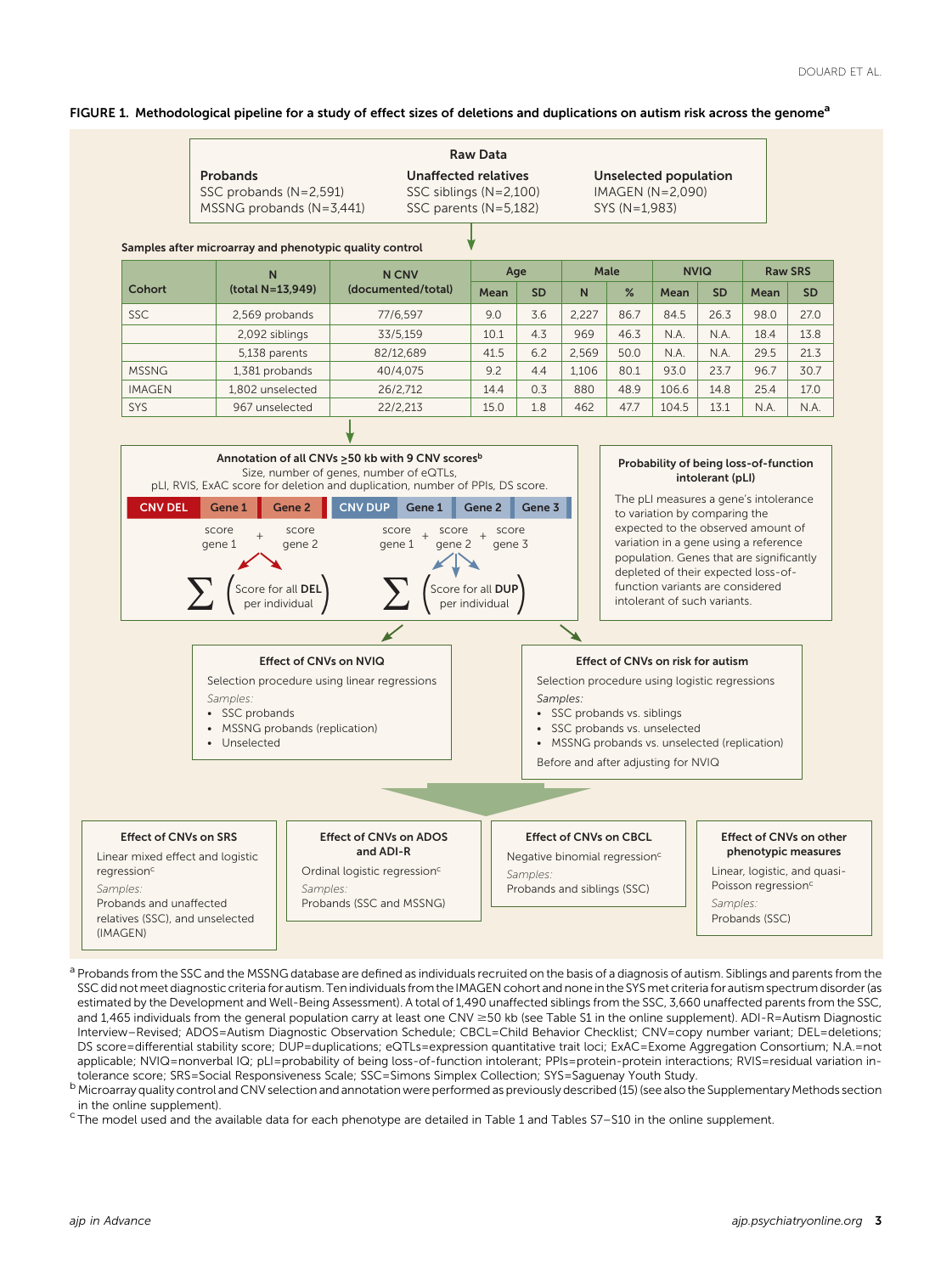**FIGURE 1. Methodological pipeline for a study of effect sizes of deletions and duplications on autism risk across the genome**[a]

**Raw Data**

**Probands**
SSC probands (N=2,591)
MSSNG probands (N=3,441)

**Unaffected relatives**
SSC siblings (N=2,100)
SSC parents (N=5,182)

**Unselected population**
IMAGEN (N=2,090)
SYS (N=1,983)

**Samples after microarray and phenotypic quality control**

| Cohort | N (total N=13,949) | N CNV (documented/total) | Age | | Male | | NVIQ | | Raw SRS | |
|---|---|---|---|---|---|---|---|---|---|---|
| | | | Mean | SD | N | % | Mean | SD | Mean | SD |
| SSC | 2,569 probands | 77/6,597 | 9.0 | 3.6 | 2,227 | 86.7 | 84.5 | 26.3 | 98.0 | 27.0 |
| | 2,092 siblings | 33/5,159 | 10.1 | 4.3 | 969 | 46.3 | N.A. | N.A. | 18.4 | 13.8 |
| | 5,138 parents | 82/12,689 | 41.5 | 6.2 | 2,569 | 50.0 | N.A. | N.A. | 29.5 | 21.3 |
| MSSNG | 1,381 probands | 40/4,075 | 9.2 | 4.4 | 1,106 | 80.1 | 93.0 | 23.7 | 96.7 | 30.7 |
| IMAGEN | 1,802 unselected | 26/2,712 | 14.4 | 0.3 | 880 | 48.9 | 106.6 | 14.8 | 25.4 | 17.0 |
| SYS | 967 unselected | 22/2,213 | 15.0 | 1.8 | 462 | 47.7 | 104.5 | 13.1 | N.A. | N.A. |

**Annotation of all CNVs ≥50 kb with 9 CNV scores**[b]
Size, number of genes, number of eQTLs, pLI, RVIS, ExAC score for deletion and duplication, number of PPIs, DS score.

CNV DEL | Gene 1 | Gene 2 — score gene 1 + score gene 2 → Σ (Score for all **DEL** per individual)

CNV DUP | Gene 1 | Gene 2 | Gene 3 — score gene 1 + score gene 2 + score gene 3 → Σ (Score for all **DUP** per individual)

**Probability of being loss-of-function intolerant (pLI)**
The pLI measures a gene's intolerance to variation by comparing the expected to the observed amount of variation in a gene using a reference population. Genes that are significantly depleted of their expected loss-of-function variants are considered intolerant of such variants.

**Effect of CNVs on NVIQ**
Selection procedure using linear regressions
*Samples:*
- SSC probands
- MSSNG probands (replication)
- Unselected

**Effect of CNVs on risk for autism**
Selection procedure using logistic regressions
*Samples:*
- SSC probands vs. siblings
- SSC probands vs. unselected
- MSSNG probands vs. unselected (replication)

Before and after adjusting for NVIQ

**Effect of CNVs on SRS**
Linear mixed effect and logistic regression[c]
*Samples:*
Probands and unaffected relatives (SSC), and unselected (IMAGEN)

**Effect of CNVs on ADOS and ADI-R**
Ordinal logistic regression[c]
*Samples:*
Probands (SSC and MSSNG)

**Effect of CNVs on CBCL**
Negative binomial regression[c]
*Samples:*
Probands and siblings (SSC)

**Effect of CNVs on other phenotypic measures**
Linear, logistic, and quasi-Poisson regression[c]
*Samples:*
Probands (SSC)

[a] Probands from the SSC and the MSSNG database are defined as individuals recruited on the basis of a diagnosis of autism. Siblings and parents from the SSC did not meet diagnostic criteria for autism. Ten individuals from the IMAGEN cohort and none in the SYS met criteria for autism spectrum disorder (as estimated by the Development and Well-Being Assessment). A total of 1,490 unaffected siblings from the SSC, 3,660 unaffected parents from the SSC, and 1,465 individuals from the general population carry at least one CNV ≥50 kb (see Table S1 in the online supplement). ADI-R=Autism Diagnostic Interview–Revised; ADOS=Autism Diagnostic Observation Schedule; CBCL=Child Behavior Checklist; CNV=copy number variant; DEL=deletions; DS score=differential stability score; DUP=duplications; eQTLs=expression quantitative trait loci; ExAC=Exome Aggregation Consortium; N.A.=not applicable; NVIQ=nonverbal IQ; pLI=probability of being loss-of-function intolerant; PPIs=protein-protein interactions; RVIS=residual variation intolerance score; SRS=Social Responsiveness Scale; SSC=Simons Simplex Collection; SYS=Saguenay Youth Study.

[b] Microarray quality control and CNV selection and annotation were performed as previously described (15) (see also the Supplementary Methods section in the online supplement).

[c] The model used and the available data for each phenotype are detailed in Table 1 and Tables S7–S10 in the online supplement.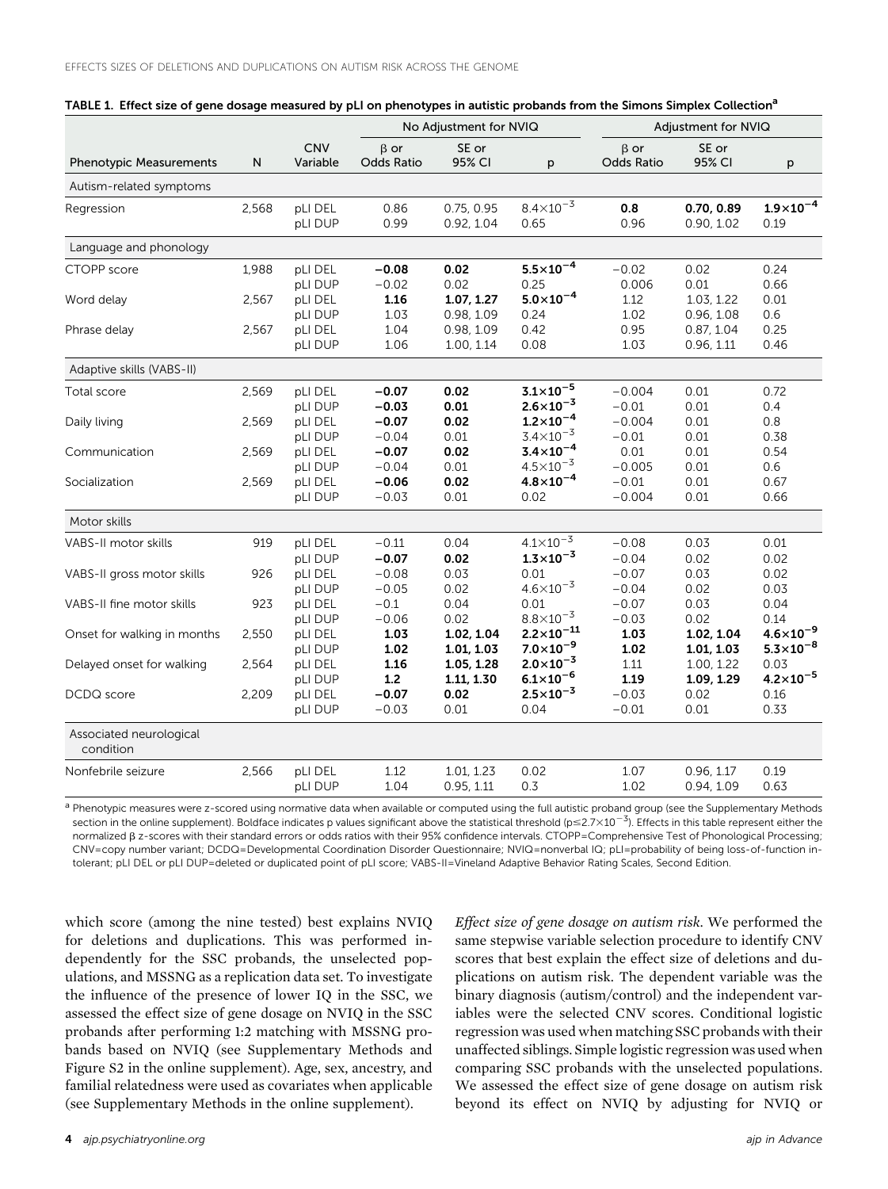TABLE 1. Effect size of gene dosage measured by pLI on phenotypes in autistic probands from the Simons Simplex Collection[a]

| | | | No Adjustment for NVIQ | | | Adjustment for NVIQ | | |
|---|---|---|---|---|---|---|---|---|
| Phenotypic Measurements | N | CNV Variable | β or Odds Ratio | SE or 95% CI | p | β or Odds Ratio | SE or 95% CI | p |
| **Autism-related symptoms** | | | | | | | | |
| Regression | 2,568 | pLI DEL | 0.86 | 0.75, 0.95 | $8.4{\times}10^{-3}$ | **0.8** | **0.70, 0.89** | $\mathbf{1.9{\times}10^{-4}}$ |
| | | pLI DUP | 0.99 | 0.92, 1.04 | 0.65 | 0.96 | 0.90, 1.02 | 0.19 |
| **Language and phonology** | | | | | | | | |
| CTOPP score | 1,988 | pLI DEL | **−0.08** | **0.02** | $\mathbf{5.5{\times}10^{-4}}$ | −0.02 | 0.02 | 0.24 |
| | | pLI DUP | −0.02 | 0.02 | 0.25 | 0.006 | 0.01 | 0.66 |
| Word delay | 2,567 | pLI DEL | **1.16** | **1.07, 1.27** | $\mathbf{5.0{\times}10^{-4}}$ | 1.12 | 1.03, 1.22 | 0.01 |
| | | pLI DUP | 1.03 | 0.98, 1.09 | 0.24 | 1.02 | 0.96, 1.08 | 0.6 |
| Phrase delay | 2,567 | pLI DEL | 1.04 | 0.98, 1.09 | 0.42 | 0.95 | 0.87, 1.04 | 0.25 |
| | | pLI DUP | 1.06 | 1.00, 1.14 | 0.08 | 1.03 | 0.96, 1.11 | 0.46 |
| **Adaptive skills (VABS-II)** | | | | | | | | |
| Total score | 2,569 | pLI DEL | **−0.07** | **0.02** | $\mathbf{3.1{\times}10^{-5}}$ | −0.004 | 0.01 | 0.72 |
| | | pLI DUP | **−0.03** | **0.01** | $\mathbf{2.6{\times}10^{-3}}$ | −0.01 | 0.01 | 0.4 |
| Daily living | 2,569 | pLI DEL | **−0.07** | **0.02** | $\mathbf{1.2{\times}10^{-4}}$ | −0.004 | 0.01 | 0.8 |
| | | pLI DUP | −0.04 | 0.01 | $3.4{\times}10^{-3}$ | −0.01 | 0.01 | 0.38 |
| Communication | 2,569 | pLI DEL | **−0.07** | **0.02** | $\mathbf{3.4{\times}10^{-4}}$ | 0.01 | 0.01 | 0.54 |
| | | pLI DUP | −0.04 | 0.01 | $4.5{\times}10^{-3}$ | −0.005 | 0.01 | 0.6 |
| Socialization | 2,569 | pLI DEL | **−0.06** | **0.02** | $\mathbf{4.8{\times}10^{-4}}$ | −0.01 | 0.01 | 0.67 |
| | | pLI DUP | −0.03 | 0.01 | 0.02 | −0.004 | 0.01 | 0.66 |
| **Motor skills** | | | | | | | | |
| VABS-II motor skills | 919 | pLI DEL | −0.11 | 0.04 | $4.1{\times}10^{-3}$ | −0.08 | 0.03 | 0.01 |
| | | pLI DUP | **−0.07** | **0.02** | $\mathbf{1.3{\times}10^{-3}}$ | −0.04 | 0.02 | 0.02 |
| VABS-II gross motor skills | 926 | pLI DEL | −0.08 | 0.03 | 0.01 | −0.07 | 0.03 | 0.02 |
| | | pLI DUP | −0.05 | 0.02 | $4.6{\times}10^{-3}$ | −0.04 | 0.02 | 0.03 |
| VABS-II fine motor skills | 923 | pLI DEL | −0.1 | 0.04 | 0.01 | −0.07 | 0.03 | 0.04 |
| | | pLI DUP | −0.06 | 0.02 | $8.8{\times}10^{-3}$ | −0.03 | 0.02 | 0.14 |
| Onset for walking in months | 2,550 | pLI DEL | **1.03** | **1.02, 1.04** | $\mathbf{2.2{\times}10^{-11}}$ | **1.03** | **1.02, 1.04** | $\mathbf{4.6{\times}10^{-9}}$ |
| | | pLI DUP | **1.02** | **1.01, 1.03** | $\mathbf{7.0{\times}10^{-9}}$ | **1.02** | **1.01, 1.03** | $\mathbf{5.3{\times}10^{-8}}$ |
| Delayed onset for walking | 2,564 | pLI DEL | **1.16** | **1.05, 1.28** | $\mathbf{2.0{\times}10^{-3}}$ | 1.11 | 1.00, 1.22 | 0.03 |
| | | pLI DUP | **1.2** | **1.11, 1.30** | $\mathbf{6.1{\times}10^{-6}}$ | **1.19** | **1.09, 1.29** | $\mathbf{4.2{\times}10^{-5}}$ |
| DCDQ score | 2,209 | pLI DEL | **−0.07** | **0.02** | $\mathbf{2.5{\times}10^{-3}}$ | −0.03 | 0.02 | 0.16 |
| | | pLI DUP | −0.03 | 0.01 | 0.04 | −0.01 | 0.01 | 0.33 |
| **Associated neurological condition** | | | | | | | | |
| Nonfebrile seizure | 2,566 | pLI DEL | 1.12 | 1.01, 1.23 | 0.02 | 1.07 | 0.96, 1.17 | 0.19 |
| | | pLI DUP | 1.04 | 0.95, 1.11 | 0.3 | 1.02 | 0.94, 1.09 | 0.63 |

[a] Phenotypic measures were z-scored using normative data when available or computed using the full autistic proband group (see the Supplementary Methods section in the online supplement). Boldface indicates p values significant above the statistical threshold ($p \leq 2.7{\times}10^{-3}$). Effects in this table represent either the normalized β z-scores with their standard errors or odds ratios with their 95% confidence intervals. CTOPP=Comprehensive Test of Phonological Processing; CNV=copy number variant; DCDQ=Developmental Coordination Disorder Questionnaire; NVIQ=nonverbal IQ; pLI=probability of being loss-of-function intolerant; pLI DEL or pLI DUP=deleted or duplicated point of pLI score; VABS-II=Vineland Adaptive Behavior Rating Scales, Second Edition.

which score (among the nine tested) best explains NVIQ for deletions and duplications. This was performed independently for the SSC probands, the unselected populations, and MSSNG as a replication data set. To investigate the influence of the presence of lower IQ in the SSC, we assessed the effect size of gene dosage on NVIQ in the SSC probands after performing 1:2 matching with MSSNG probands based on NVIQ (see Supplementary Methods and Figure S2 in the online supplement). Age, sex, ancestry, and familial relatedness were used as covariates when applicable (see Supplementary Methods in the online supplement).

*Effect size of gene dosage on autism risk.* We performed the same stepwise variable selection procedure to identify CNV scores that best explain the effect size of deletions and duplications on autism risk. The dependent variable was the binary diagnosis (autism/control) and the independent variables were the selected CNV scores. Conditional logistic regression was used when matching SSC probands with their unaffected siblings. Simple logistic regression was used when comparing SSC probands with the unselected populations. We assessed the effect size of gene dosage on autism risk beyond its effect on NVIQ by adjusting for NVIQ or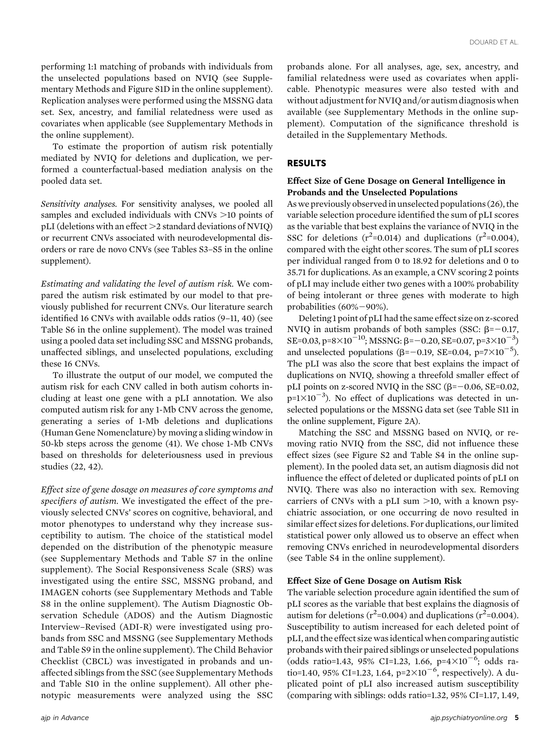performing 1:1 matching of probands with individuals from the unselected populations based on NVIQ (see Supplementary Methods and Figure S1D in the online supplement). Replication analyses were performed using the MSSNG data set. Sex, ancestry, and familial relatedness were used as covariates when applicable (see Supplementary Methods in the online supplement).

To estimate the proportion of autism risk potentially mediated by NVIQ for deletions and duplication, we performed a counterfactual-based mediation analysis on the pooled data set.

*Sensitivity analyses.* For sensitivity analyses, we pooled all samples and excluded individuals with CNVs >10 points of pLI (deletions with an effect >2 standard deviations of NVIQ) or recurrent CNVs associated with neurodevelopmental disorders or rare de novo CNVs (see Tables S3–S5 in the online supplement).

*Estimating and validating the level of autism risk.* We compared the autism risk estimated by our model to that previously published for recurrent CNVs. Our literature search identified 16 CNVs with available odds ratios (9–11, 40) (see Table S6 in the online supplement). The model was trained using a pooled data set including SSC and MSSNG probands, unaffected siblings, and unselected populations, excluding these 16 CNVs.

To illustrate the output of our model, we computed the autism risk for each CNV called in both autism cohorts including at least one gene with a pLI annotation. We also computed autism risk for any 1-Mb CNV across the genome, generating a series of 1-Mb deletions and duplications (Human Gene Nomenclature) by moving a sliding window in 50-kb steps across the genome (41). We chose 1-Mb CNVs based on thresholds for deleteriousness used in previous studies (22, 42).

*Effect size of gene dosage on measures of core symptoms and specifiers of autism.* We investigated the effect of the previously selected CNVs' scores on cognitive, behavioral, and motor phenotypes to understand why they increase susceptibility to autism. The choice of the statistical model depended on the distribution of the phenotypic measure (see Supplementary Methods and Table S7 in the online supplement). The Social Responsiveness Scale (SRS) was investigated using the entire SSC, MSSNG proband, and IMAGEN cohorts (see Supplementary Methods and Table S8 in the online supplement). The Autism Diagnostic Observation Schedule (ADOS) and the Autism Diagnostic Interview–Revised (ADI-R) were investigated using probands from SSC and MSSNG (see Supplementary Methods and Table S9 in the online supplement). The Child Behavior Checklist (CBCL) was investigated in probands and unaffected siblings from the SSC (see Supplementary Methods and Table S10 in the online supplement). All other phenotypic measurements were analyzed using the SSC probands alone. For all analyses, age, sex, ancestry, and familial relatedness were used as covariates when applicable. Phenotypic measures were also tested with and without adjustment for NVIQ and/or autism diagnosis when available (see Supplementary Methods in the online supplement). Computation of the significance threshold is detailed in the Supplementary Methods.

## RESULTS

### Effect Size of Gene Dosage on General Intelligence in Probands and the Unselected Populations

As we previously observed in unselected populations (26), the variable selection procedure identified the sum of pLI scores as the variable that best explains the variance of NVIQ in the SSC for deletions ($r^2$=0.014) and duplications ($r^2$=0.004), compared with the eight other scores. The sum of pLI scores per individual ranged from 0 to 18.92 for deletions and 0 to 35.71 for duplications. As an example, a CNV scoring 2 points of pLI may include either two genes with a 100% probability of being intolerant or three genes with moderate to high probabilities (60%−90%).

Deleting 1 point of pLI had the same effect size on z-scored NVIQ in autism probands of both samples (SSC: $\beta$=−0.17, SE=0.03, p=$8\times10^{-10}$; MSSNG: $\beta$=−0.20, SE=0.07, p=$3\times10^{-3}$) and unselected populations ($\beta$=−0.19, SE=0.04, p=$7\times10^{-5}$). The pLI was also the score that best explains the impact of duplications on NVIQ, showing a threefold smaller effect of pLI points on z-scored NVIQ in the SSC ($\beta$=−0.06, SE=0.02, p=$1\times10^{-3}$). No effect of duplications was detected in unselected populations or the MSSNG data set (see Table S11 in the online supplement, Figure 2A).

Matching the SSC and MSSNG based on NVIQ, or removing ratio NVIQ from the SSC, did not influence these effect sizes (see Figure S2 and Table S4 in the online supplement). In the pooled data set, an autism diagnosis did not influence the effect of deleted or duplicated points of pLI on NVIQ. There was also no interaction with sex. Removing carriers of CNVs with a pLI sum >10, with a known psychiatric association, or one occurring de novo resulted in similar effect sizes for deletions. For duplications, our limited statistical power only allowed us to observe an effect when removing CNVs enriched in neurodevelopmental disorders (see Table S4 in the online supplement).

### Effect Size of Gene Dosage on Autism Risk

The variable selection procedure again identified the sum of pLI scores as the variable that best explains the diagnosis of autism for deletions ($r^2$=0.004) and duplications ($r^2$=0.004). Susceptibility to autism increased for each deleted point of pLI, and the effect size was identical when comparing autistic probands with their paired siblings or unselected populations (odds ratio=1.43, 95% CI=1.23, 1.66, p=$4\times10^{-6}$; odds ratio=1.40, 95% CI=1.23, 1.64, p=$2\times10^{-6}$, respectively). A duplicated point of pLI also increased autism susceptibility (comparing with siblings: odds ratio=1.32, 95% CI=1.17, 1.49,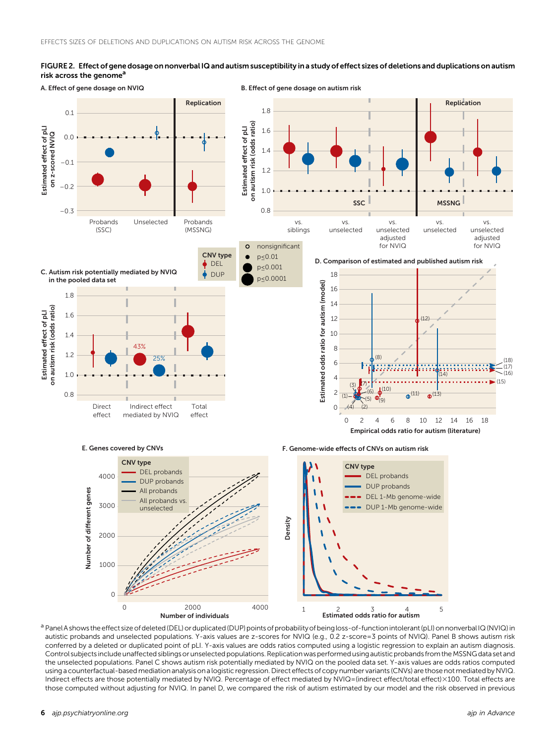**FIGURE 2. Effect of gene dosage on nonverbal IQ and autism susceptibility in a study of effect sizes of deletions and duplications on autism risk across the genome**[a]

A. Effect of gene dosage on NVIQ

B. Effect of gene dosage on autism risk

C. Autism risk potentially mediated by NVIQ in the pooled data set

D. Comparison of estimated and published autism risk

E. Genes covered by CNVs

F. Genome-wide effects of CNVs on autism risk

[a] Panel A shows the effect size of deleted (DEL) or duplicated (DUP) points of probability of being loss-of-function intolerant (pLI) on nonverbal IQ (NVIQ) in autistic probands and unselected populations. Y-axis values are z-scores for NVIQ (e.g., 0.2 z-score=3 points of NVIQ). Panel B shows autism risk conferred by a deleted or duplicated point of pLI. Y-axis values are odds ratios computed using a logistic regression to explain an autism diagnosis. Control subjects include unaffected siblings or unselected populations. Replication was performed using autistic probands from the MSSNG data set and the unselected populations. Panel C shows autism risk potentially mediated by NVIQ on the pooled data set. Y-axis values are odds ratios computed using a counterfactual-based mediation analysis on a logistic regression. Direct effects of copy number variants (CNVs) are those not mediated by NVIQ. Indirect effects are those potentially mediated by NVIQ. Percentage of effect mediated by NVIQ=(indirect effect/total effect)×100. Total effects are those computed without adjusting for NVIQ. In panel D, we compared the risk of autism estimated by our model and the risk observed in previous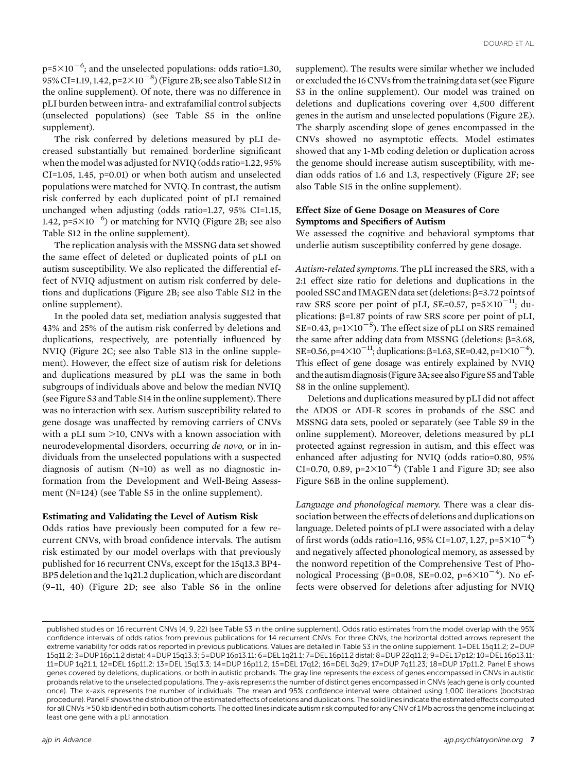$p=5\times10^{-6}$; and the unselected populations: odds ratio=1.30, 95% CI=1.19, 1.42, $p=2\times10^{-8}$) (Figure 2B; see also Table S12 in the online supplement). Of note, there was no difference in pLI burden between intra- and extrafamilial control subjects (unselected populations) (see Table S5 in the online supplement).

The risk conferred by deletions measured by pLI decreased substantially but remained borderline significant when the model was adjusted for NVIQ (odds ratio=1.22, 95% CI=1.05, 1.45, p=0.01) or when both autism and unselected populations were matched for NVIQ. In contrast, the autism risk conferred by each duplicated point of pLI remained unchanged when adjusting (odds ratio=1.27, 95% CI=1.15, 1.42, $p=5\times10^{-6}$) or matching for NVIQ (Figure 2B; see also Table S12 in the online supplement).

The replication analysis with the MSSNG data set showed the same effect of deleted or duplicated points of pLI on autism susceptibility. We also replicated the differential effect of NVIQ adjustment on autism risk conferred by deletions and duplications (Figure 2B; see also Table S12 in the online supplement).

In the pooled data set, mediation analysis suggested that 43% and 25% of the autism risk conferred by deletions and duplications, respectively, are potentially influenced by NVIQ (Figure 2C; see also Table S13 in the online supplement). However, the effect size of autism risk for deletions and duplications measured by pLI was the same in both subgroups of individuals above and below the median NVIQ (see Figure S3 and Table S14 in the online supplement). There was no interaction with sex. Autism susceptibility related to gene dosage was unaffected by removing carriers of CNVs with a pLI sum >10, CNVs with a known association with neurodevelopmental disorders, occurring *de novo*, or in individuals from the unselected populations with a suspected diagnosis of autism (N=10) as well as no diagnostic information from the Development and Well-Being Assessment (N=124) (see Table S5 in the online supplement).

### Estimating and Validating the Level of Autism Risk

Odds ratios have previously been computed for a few recurrent CNVs, with broad confidence intervals. The autism risk estimated by our model overlaps with that previously published for 16 recurrent CNVs, except for the 15q13.3 BP4-BP5 deletion and the 1q21.2 duplication, which are discordant (9–11, 40) (Figure 2D; see also Table S6 in the online supplement). The results were similar whether we included or excluded the 16 CNVs from the training data set (see Figure S3 in the online supplement). Our model was trained on deletions and duplications covering over 4,500 different genes in the autism and unselected populations (Figure 2E). The sharply ascending slope of genes encompassed in the CNVs showed no asymptotic effects. Model estimates showed that any 1-Mb coding deletion or duplication across the genome should increase autism susceptibility, with median odds ratios of 1.6 and 1.3, respectively (Figure 2F; see also Table S15 in the online supplement).

### Effect Size of Gene Dosage on Measures of Core Symptoms and Specifiers of Autism

We assessed the cognitive and behavioral symptoms that underlie autism susceptibility conferred by gene dosage.

*Autism-related symptoms.* The pLI increased the SRS, with a 2:1 effect size ratio for deletions and duplications in the pooled SSC and IMAGEN data set (deletions: $\beta$=3.72 points of raw SRS score per point of pLI, SE=0.57, $p=5\times10^{-11}$; duplications: $\beta$=1.87 points of raw SRS score per point of pLI, SE=0.43, $p=1\times10^{-5}$). The effect size of pLI on SRS remained the same after adding data from MSSNG (deletions: $\beta$=3.68, SE=0.56, $p=4\times10^{-11}$; duplications: $\beta$=1.63, SE=0.42, $p=1\times10^{-4}$). This effect of gene dosage was entirely explained by NVIQ and the autism diagnosis (Figure 3A; see also Figure S5 and Table S8 in the online supplement).

Deletions and duplications measured by pLI did not affect the ADOS or ADI-R scores in probands of the SSC and MSSNG data sets, pooled or separately (see Table S9 in the online supplement). Moreover, deletions measured by pLI protected against regression in autism, and this effect was enhanced after adjusting for NVIQ (odds ratio=0.80, 95% CI=0.70, 0.89, $p=2\times10^{-4}$) (Table 1 and Figure 3D; see also Figure S6B in the online supplement).

*Language and phonological memory.* There was a clear dissociation between the effects of deletions and duplications on language. Deleted points of pLI were associated with a delay of first words (odds ratio=1.16, 95% CI=1.07, 1.27, $p=5\times10^{-4}$) and negatively affected phonological memory, as assessed by the nonword repetition of the Comprehensive Test of Phonological Processing ($\beta$=0.08, SE=0.02, $p=6\times10^{-4}$). No effects were observed for deletions after adjusting for NVIQ

published studies on 16 recurrent CNVs (4, 9, 22) (see Table S3 in the online supplement). Odds ratio estimates from the model overlap with the 95% confidence intervals of odds ratios from previous publications for 14 recurrent CNVs. For three CNVs, the horizontal dotted arrows represent the extreme variability for odds ratios reported in previous publications. Values are detailed in Table S3 in the online supplement. 1=DEL 15q11.2; 2=DUP 15q11.2; 3=DUP 16p11.2 distal; 4=DUP 15q13.3; 5=DUP 16p13.11; 6=DEL 1q21.1; 7=DEL 16p11.2 distal; 8=DUP 22q11.2; 9=DEL 17p12; 10=DEL 16p13.11; 11=DUP 1q21.1; 12=DEL 16p11.2; 13=DEL 15q13.3; 14=DUP 16p11.2; 15=DEL 17q12; 16=DEL 3q29; 17=DUP 7q11.23; 18=DUP 17p11.2. Panel E shows genes covered by deletions, duplications, or both in autistic probands. The gray line represents the excess of genes encompassed in CNVs in autistic probands relative to the unselected populations. The y-axis represents the number of distinct genes encompassed in CNVs (each gene is only counted once). The x-axis represents the number of individuals. The mean and 95% confidence interval were obtained using 1,000 iterations (bootstrap procedure). Panel F shows the distribution of the estimated effects of deletions and duplications. The solid lines indicate the estimated effects computed for all CNVs ≥50 kb identified in both autism cohorts. The dotted lines indicate autism risk computed for any CNV of 1 Mb across the genome including at least one gene with a pLI annotation.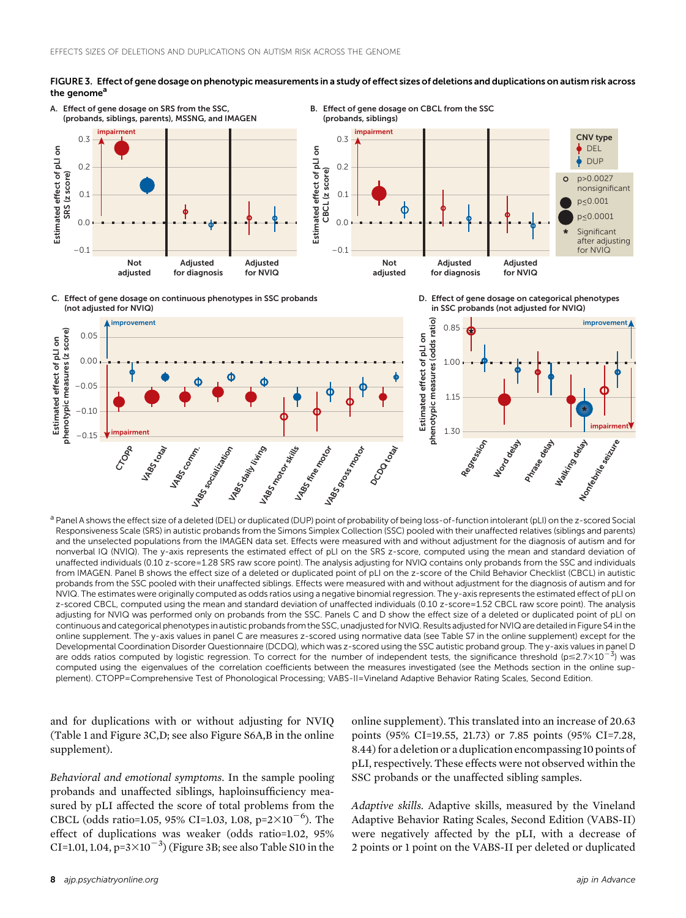**FIGURE 3. Effect of gene dosage on phenotypic measurements in a study of effect sizes of deletions and duplications on autism risk across the genome[a]**

[a] Panel A shows the effect size of a deleted (DEL) or duplicated (DUP) point of probability of being loss-of-function intolerant (pLI) on the z-scored Social Responsiveness Scale (SRS) in autistic probands from the Simons Simplex Collection (SSC) pooled with their unaffected relatives (siblings and parents) and the unselected populations from the IMAGEN data set. Effects were measured with and without adjustment for the diagnosis of autism and for nonverbal IQ (NVIQ). The y-axis represents the estimated effect of pLI on the SRS z-score, computed using the mean and standard deviation of unaffected individuals (0.10 z-score=1.28 SRS raw score point). The analysis adjusting for NVIQ contains only probands from the SSC and individuals from IMAGEN. Panel B shows the effect size of a deleted or duplicated point of pLI on the z-score of the Child Behavior Checklist (CBCL) in autistic probands from the SSC pooled with their unaffected siblings. Effects were measured with and without adjustment for the diagnosis of autism and for NVIQ. The estimates were originally computed as odds ratios using a negative binomial regression. The y-axis represents the estimated effect of pLI on z-scored CBCL, computed using the mean and standard deviation of unaffected individuals (0.10 z-score=1.52 CBCL raw score point). The analysis adjusting for NVIQ was performed only on probands from the SSC. Panels C and D show the effect size of a deleted or duplicated point of pLI on continuous and categorical phenotypes in autistic probands from the SSC, unadjusted for NVIQ. Results adjusted for NVIQ are detailed in Figure S4 in the online supplement. The y-axis values in panel C are measures z-scored using normative data (see Table S7 in the online supplement) except for the Developmental Coordination Disorder Questionnaire (DCDQ), which was z-scored using the SSC autistic proband group. The y-axis values in panel D are odds ratios computed by logistic regression. To correct for the number of independent tests, the significance threshold ($p \leq 2.7 \times 10^{-3}$) was computed using the eigenvalues of the correlation coefficients between the measures investigated (see the Methods section in the online supplement). CTOPP=Comprehensive Test of Phonological Processing; VABS-II=Vineland Adaptive Behavior Rating Scales, Second Edition.

and for duplications with or without adjusting for NVIQ (Table 1 and Figure 3C,D; see also Figure S6A,B in the online supplement).

*Behavioral and emotional symptoms.* In the sample pooling probands and unaffected siblings, haploinsufficiency measured by pLI affected the score of total problems from the CBCL (odds ratio=1.05, 95% CI=1.03, 1.08, $p=2 \times 10^{-6}$). The effect of duplications was weaker (odds ratio=1.02, 95% CI=1.01, 1.04, $p=3 \times 10^{-3}$) (Figure 3B; see also Table S10 in the online supplement). This translated into an increase of 20.63 points (95% CI=19.55, 21.73) or 7.85 points (95% CI=7.28, 8.44) for a deletion or a duplication encompassing 10 points of pLI, respectively. These effects were not observed within the SSC probands or the unaffected sibling samples.

*Adaptive skills.* Adaptive skills, measured by the Vineland Adaptive Behavior Rating Scales, Second Edition (VABS-II) were negatively affected by the pLI, with a decrease of 2 points or 1 point on the VABS-II per deleted or duplicated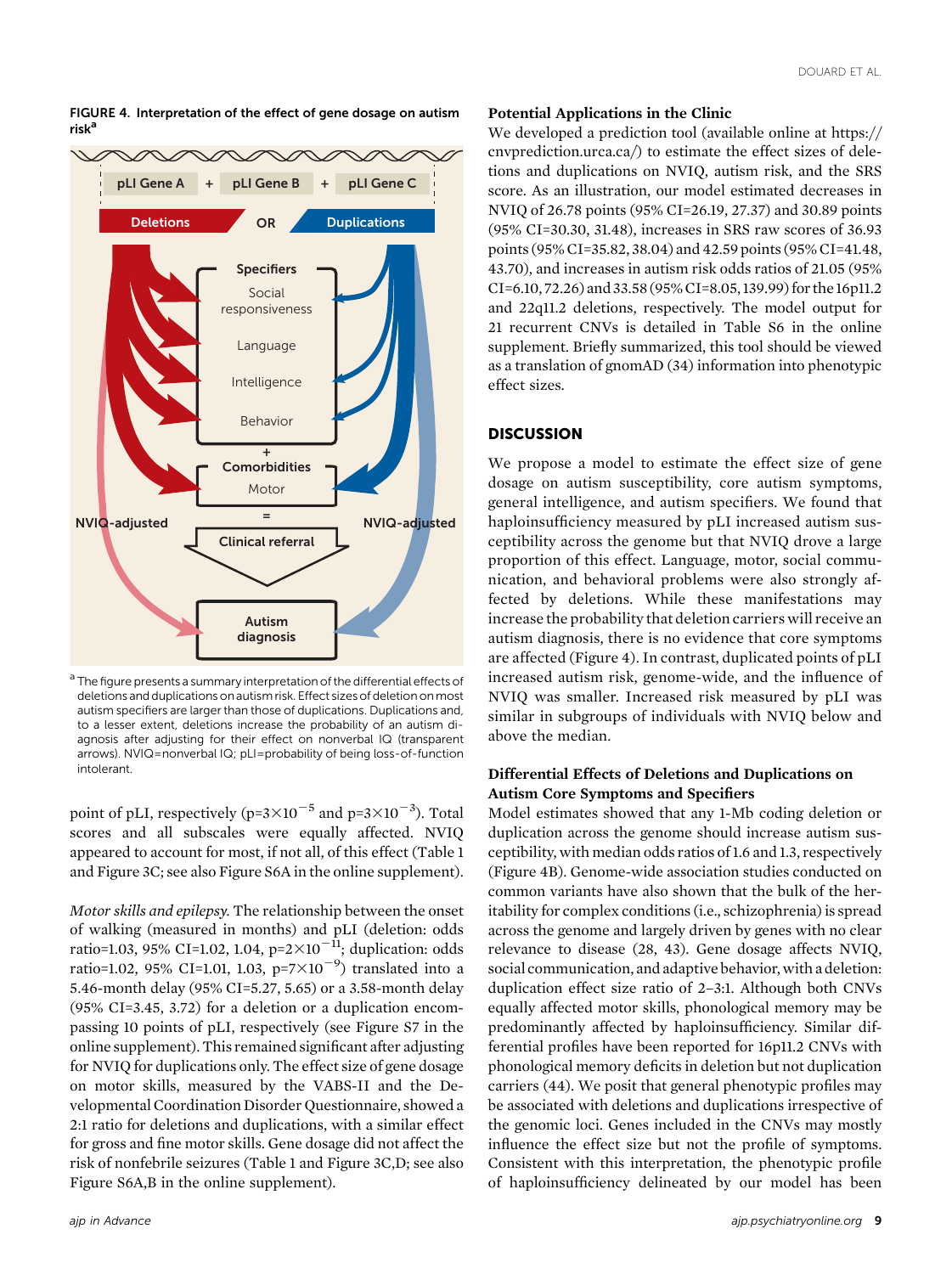**FIGURE 4. Interpretation of the effect of gene dosage on autism risk[a]**

[a] The figure presents a summary interpretation of the differential effects of deletions and duplications on autism risk. Effect sizes of deletion on most autism specifiers are larger than those of duplications. Duplications and, to a lesser extent, deletions increase the probability of an autism diagnosis after adjusting for their effect on nonverbal IQ (transparent arrows). NVIQ=nonverbal IQ; pLI=probability of being loss-of-function intolerant.

point of pLI, respectively ($p=3\times10^{-5}$ and $p=3\times10^{-3}$). Total scores and all subscales were equally affected. NVIQ appeared to account for most, if not all, of this effect (Table 1 and Figure 3C; see also Figure S6A in the online supplement).

*Motor skills and epilepsy.* The relationship between the onset of walking (measured in months) and pLI (deletion: odds ratio=1.03, 95% CI=1.02, 1.04, $p=2\times10^{-11}$; duplication: odds ratio=1.02, 95% CI=1.01, 1.03, $p=7\times10^{-9}$) translated into a 5.46-month delay (95% CI=5.27, 5.65) or a 3.58-month delay (95% CI=3.45, 3.72) for a deletion or a duplication encompassing 10 points of pLI, respectively (see Figure S7 in the online supplement). This remained significant after adjusting for NVIQ for duplications only. The effect size of gene dosage on motor skills, measured by the VABS-II and the Developmental Coordination Disorder Questionnaire, showed a 2:1 ratio for deletions and duplications, with a similar effect for gross and fine motor skills. Gene dosage did not affect the risk of nonfebrile seizures (Table 1 and Figure 3C,D; see also Figure S6A,B in the online supplement).

### Potential Applications in the Clinic

We developed a prediction tool (available online at https://cnvprediction.urca.ca/) to estimate the effect sizes of deletions and duplications on NVIQ, autism risk, and the SRS score. As an illustration, our model estimated decreases in NVIQ of 26.78 points (95% CI=26.19, 27.37) and 30.89 points (95% CI=30.30, 31.48), increases in SRS raw scores of 36.93 points (95% CI=35.82, 38.04) and 42.59 points (95% CI=41.48, 43.70), and increases in autism risk odds ratios of 21.05 (95% CI=6.10, 72.26) and 33.58 (95% CI=8.05, 139.99) for the 16p11.2 and 22q11.2 deletions, respectively. The model output for 21 recurrent CNVs is detailed in Table S6 in the online supplement. Briefly summarized, this tool should be viewed as a translation of gnomAD (34) information into phenotypic effect sizes.

## DISCUSSION

We propose a model to estimate the effect size of gene dosage on autism susceptibility, core autism symptoms, general intelligence, and autism specifiers. We found that haploinsufficiency measured by pLI increased autism susceptibility across the genome but that NVIQ drove a large proportion of this effect. Language, motor, social communication, and behavioral problems were also strongly affected by deletions. While these manifestations may increase the probability that deletion carriers will receive an autism diagnosis, there is no evidence that core symptoms are affected (Figure 4). In contrast, duplicated points of pLI increased autism risk, genome-wide, and the influence of NVIQ was smaller. Increased risk measured by pLI was similar in subgroups of individuals with NVIQ below and above the median.

### Differential Effects of Deletions and Duplications on Autism Core Symptoms and Specifiers

Model estimates showed that any 1-Mb coding deletion or duplication across the genome should increase autism susceptibility, with median odds ratios of 1.6 and 1.3, respectively (Figure 4B). Genome-wide association studies conducted on common variants have also shown that the bulk of the heritability for complex conditions (i.e., schizophrenia) is spread across the genome and largely driven by genes with no clear relevance to disease (28, 43). Gene dosage affects NVIQ, social communication, and adaptive behavior, with a deletion: duplication effect size ratio of 2–3:1. Although both CNVs equally affected motor skills, phonological memory may be predominantly affected by haploinsufficiency. Similar differential profiles have been reported for 16p11.2 CNVs with phonological memory deficits in deletion but not duplication carriers (44). We posit that general phenotypic profiles may be associated with deletions and duplications irrespective of the genomic loci. Genes included in the CNVs may mostly influence the effect size but not the profile of symptoms. Consistent with this interpretation, the phenotypic profile of haploinsufficiency delineated by our model has been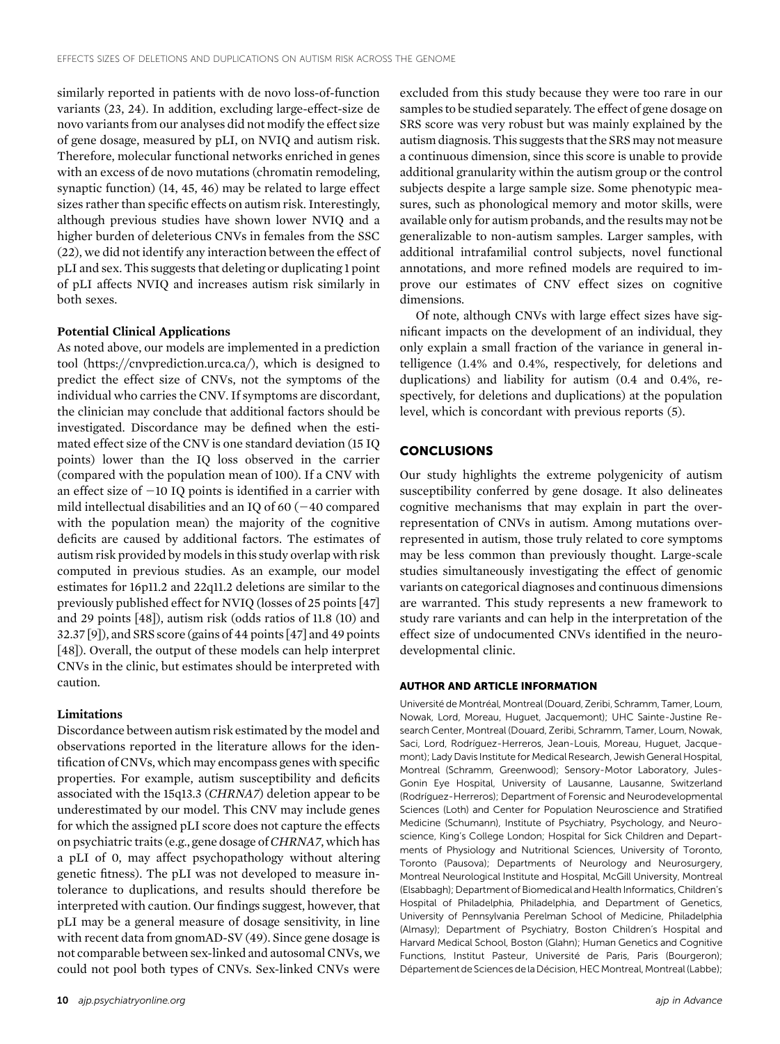similarly reported in patients with de novo loss-of-function variants (23, 24). In addition, excluding large-effect-size de novo variants from our analyses did not modify the effect size of gene dosage, measured by pLI, on NVIQ and autism risk. Therefore, molecular functional networks enriched in genes with an excess of de novo mutations (chromatin remodeling, synaptic function) (14, 45, 46) may be related to large effect sizes rather than specific effects on autism risk. Interestingly, although previous studies have shown lower NVIQ and a higher burden of deleterious CNVs in females from the SSC (22), we did not identify any interaction between the effect of pLI and sex. This suggests that deleting or duplicating 1 point of pLI affects NVIQ and increases autism risk similarly in both sexes.

### Potential Clinical Applications

As noted above, our models are implemented in a prediction tool (https://cnvprediction.urca.ca/), which is designed to predict the effect size of CNVs, not the symptoms of the individual who carries the CNV. If symptoms are discordant, the clinician may conclude that additional factors should be investigated. Discordance may be defined when the estimated effect size of the CNV is one standard deviation (15 IQ points) lower than the IQ loss observed in the carrier (compared with the population mean of 100). If a CNV with an effect size of −10 IQ points is identified in a carrier with mild intellectual disabilities and an IQ of 60 (−40 compared with the population mean) the majority of the cognitive deficits are caused by additional factors. The estimates of autism risk provided by models in this study overlap with risk computed in previous studies. As an example, our model estimates for 16p11.2 and 22q11.2 deletions are similar to the previously published effect for NVIQ (losses of 25 points [47] and 29 points [48]), autism risk (odds ratios of 11.8 (10) and 32.37 [9]), and SRS score (gains of 44 points [47] and 49 points [48]). Overall, the output of these models can help interpret CNVs in the clinic, but estimates should be interpreted with caution.

### Limitations

Discordance between autism risk estimated by the model and observations reported in the literature allows for the identification of CNVs, which may encompass genes with specific properties. For example, autism susceptibility and deficits associated with the 15q13.3 (*CHRNA7*) deletion appear to be underestimated by our model. This CNV may include genes for which the assigned pLI score does not capture the effects on psychiatric traits (e.g., gene dosage of *CHRNA7*, which has a pLI of 0, may affect psychopathology without altering genetic fitness). The pLI was not developed to measure intolerance to duplications, and results should therefore be interpreted with caution. Our findings suggest, however, that pLI may be a general measure of dosage sensitivity, in line with recent data from gnomAD-SV (49). Since gene dosage is not comparable between sex-linked and autosomal CNVs, we could not pool both types of CNVs. Sex-linked CNVs were excluded from this study because they were too rare in our samples to be studied separately. The effect of gene dosage on SRS score was very robust but was mainly explained by the autism diagnosis. This suggests that the SRS may not measure a continuous dimension, since this score is unable to provide additional granularity within the autism group or the control subjects despite a large sample size. Some phenotypic measures, such as phonological memory and motor skills, were available only for autism probands, and the results may not be generalizable to non-autism samples. Larger samples, with additional intrafamilial control subjects, novel functional annotations, and more refined models are required to improve our estimates of CNV effect sizes on cognitive dimensions.

Of note, although CNVs with large effect sizes have significant impacts on the development of an individual, they only explain a small fraction of the variance in general intelligence (1.4% and 0.4%, respectively, for deletions and duplications) and liability for autism (0.4 and 0.4%, respectively, for deletions and duplications) at the population level, which is concordant with previous reports (5).

## CONCLUSIONS

Our study highlights the extreme polygenicity of autism susceptibility conferred by gene dosage. It also delineates cognitive mechanisms that may explain in part the overrepresentation of CNVs in autism. Among mutations overrepresented in autism, those truly related to core symptoms may be less common than previously thought. Large-scale studies simultaneously investigating the effect of genomic variants on categorical diagnoses and continuous dimensions are warranted. This study represents a new framework to study rare variants and can help in the interpretation of the effect size of undocumented CNVs identified in the neurodevelopmental clinic.

#### AUTHOR AND ARTICLE INFORMATION

Université de Montréal, Montreal (Douard, Zeribi, Schramm, Tamer, Loum, Nowak, Lord, Moreau, Huguet, Jacquemont); UHC Sainte-Justine Research Center, Montreal (Douard, Zeribi, Schramm, Tamer, Loum, Nowak, Saci, Lord, Rodriguez-Herreros, Jean-Louis, Moreau, Huguet, Jacquemont); Lady Davis Institute for Medical Research, Jewish General Hospital, Montreal (Schramm, Greenwood); Sensory-Motor Laboratory, Jules-Gonin Eye Hospital, University of Lausanne, Lausanne, Switzerland (Rodriguez-Herreros); Department of Forensic and Neurodevelopmental Sciences (Loth) and Center for Population Neuroscience and Stratified Medicine (Schumann), Institute of Psychiatry, Psychology, and Neuroscience, King's College London; Hospital for Sick Children and Departments of Physiology and Nutritional Sciences, University of Toronto, Toronto (Pausova); Departments of Neurology and Neurosurgery, Montreal Neurological Institute and Hospital, McGill University, Montreal (Elsabbagh); Department of Biomedical and Health Informatics, Children's Hospital of Philadelphia, Philadelphia, and Department of Genetics, University of Pennsylvania Perelman School of Medicine, Philadelphia (Almasy); Department of Psychiatry, Boston Children's Hospital and Harvard Medical School, Boston (Glahn); Human Genetics and Cognitive Functions, Institut Pasteur, Université de Paris, Paris (Bourgeron); Département de Sciences de la Décision, HEC Montreal, Montreal (Labbe);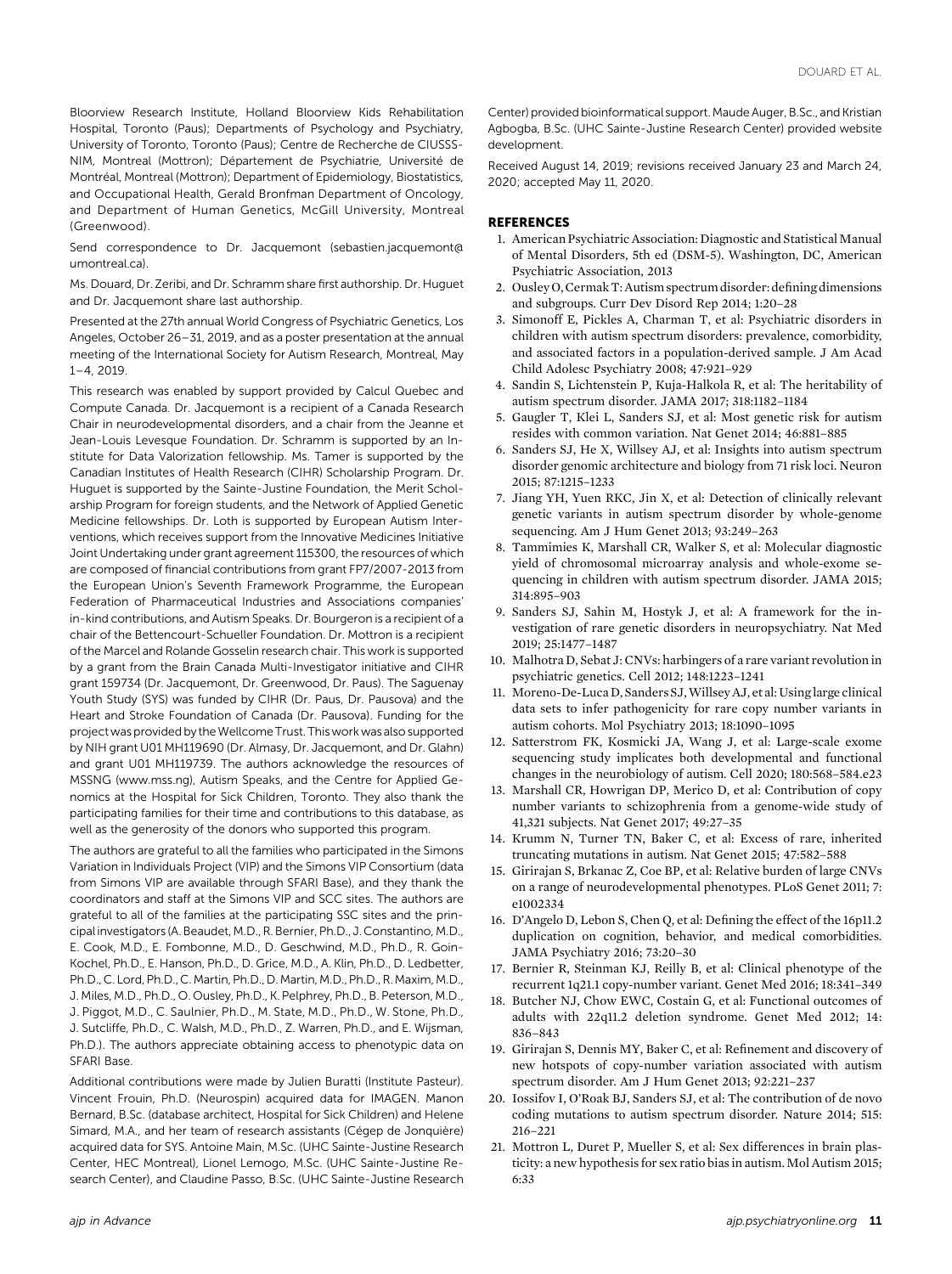Bloorview Research Institute, Holland Bloorview Kids Rehabilitation Hospital, Toronto (Paus); Departments of Psychology and Psychiatry, University of Toronto, Toronto (Paus); Centre de Recherche de CIUSSS-NIM, Montreal (Mottron); Département de Psychiatrie, Université de Montréal, Montreal (Mottron); Department of Epidemiology, Biostatistics, and Occupational Health, Gerald Bronfman Department of Oncology, and Department of Human Genetics, McGill University, Montreal (Greenwood).

Send correspondence to Dr. Jacquemont (sebastien.jacquemont@umontreal.ca).

Ms. Douard, Dr. Zeribi, and Dr. Schramm share first authorship. Dr. Huguet and Dr. Jacquemont share last authorship.

Presented at the 27th annual World Congress of Psychiatric Genetics, Los Angeles, October 26–31, 2019, and as a poster presentation at the annual meeting of the International Society for Autism Research, Montreal, May 1–4, 2019.

This research was enabled by support provided by Calcul Quebec and Compute Canada. Dr. Jacquemont is a recipient of a Canada Research Chair in neurodevelopmental disorders, and a chair from the Jeanne et Jean-Louis Levesque Foundation. Dr. Schramm is supported by an Institute for Data Valorization fellowship. Ms. Tamer is supported by the Canadian Institutes of Health Research (CIHR) Scholarship Program. Dr. Huguet is supported by the Sainte-Justine Foundation, the Merit Scholarship Program for foreign students, and the Network of Applied Genetic Medicine fellowships. Dr. Loth is supported by European Autism Interventions, which receives support from the Innovative Medicines Initiative Joint Undertaking under grant agreement 115300, the resources of which are composed of financial contributions from grant FP7/2007-2013 from the European Union's Seventh Framework Programme, the European Federation of Pharmaceutical Industries and Associations companies' in-kind contributions, and Autism Speaks. Dr. Bourgeron is a recipient of a chair of the Bettencourt-Schueller Foundation. Dr. Mottron is a recipient of the Marcel and Rolande Gosselin research chair. This work is supported by a grant from the Brain Canada Multi-Investigator initiative and CIHR grant 159734 (Dr. Jacquemont, Dr. Greenwood, Dr. Paus). The Saguenay Youth Study (SYS) was funded by CIHR (Dr. Paus, Dr. Pausova) and the Heart and Stroke Foundation of Canada (Dr. Pausova). Funding for the project was provided by the Wellcome Trust. This work was also supported by NIH grant U01 MH119690 (Dr. Almasy, Dr. Jacquemont, and Dr. Glahn) and grant U01 MH119739. The authors acknowledge the resources of MSSNG (www.mss.ng), Autism Speaks, and the Centre for Applied Genomics at the Hospital for Sick Children, Toronto. They also thank the participating families for their time and contributions to this database, as well as the generosity of the donors who supported this program.

The authors are grateful to all the families who participated in the Simons Variation in Individuals Project (VIP) and the Simons VIP Consortium (data from Simons VIP are available through SFARI Base), and they thank the coordinators and staff at the Simons VIP and SCC sites. The authors are grateful to all of the families at the participating SSC sites and the principal investigators (A. Beaudet, M.D., R. Bernier, Ph.D., J. Constantino, M.D., E. Cook, M.D., E. Fombonne, M.D., D. Geschwind, M.D., Ph.D., R. Goin-Kochel, Ph.D., E. Hanson, Ph.D., D. Grice, M.D., A. Klin, Ph.D., D. Ledbetter, Ph.D., C. Lord, Ph.D., C. Martin, Ph.D., D. Martin, M.D., Ph.D., R. Maxim, M.D., J. Miles, M.D., Ph.D., O. Ousley, Ph.D., K. Pelphrey, Ph.D., B. Peterson, M.D., J. Piggot, M.D., C. Saulnier, Ph.D., M. State, M.D., Ph.D., W. Stone, Ph.D., J. Sutcliffe, Ph.D., C. Walsh, M.D., Ph.D., Z. Warren, Ph.D., and E. Wijsman, Ph.D.). The authors appreciate obtaining access to phenotypic data on SFARI Base.

Additional contributions were made by Julien Buratti (Institute Pasteur). Vincent Frouin, Ph.D. (Neurospin) acquired data for IMAGEN. Manon Bernard, B.Sc. (database architect, Hospital for Sick Children) and Helene Simard, M.A., and her team of research assistants (Cégep de Jonquière) acquired data for SYS. Antoine Main, M.Sc. (UHC Sainte-Justine Research Center, HEC Montreal), Lionel Lemogo, M.Sc. (UHC Sainte-Justine Research Center), and Claudine Passo, B.Sc. (UHC Sainte-Justine Research Center) provided bioinformatical support. Maude Auger, B.Sc., and Kristian Agbogba, B.Sc. (UHC Sainte-Justine Research Center) provided website development.

Received August 14, 2019; revisions received January 23 and March 24, 2020; accepted May 11, 2020.

## REFERENCES

1. American Psychiatric Association: Diagnostic and Statistical Manual of Mental Disorders, 5th ed (DSM-5). Washington, DC, American Psychiatric Association, 2013
2. Ousley O, Cermak T: Autism spectrum disorder: defining dimensions and subgroups. Curr Dev Disord Rep 2014; 1:20–28
3. Simonoff E, Pickles A, Charman T, et al: Psychiatric disorders in children with autism spectrum disorders: prevalence, comorbidity, and associated factors in a population-derived sample. J Am Acad Child Adolesc Psychiatry 2008; 47:921–929
4. Sandin S, Lichtenstein P, Kuja-Halkola R, et al: The heritability of autism spectrum disorder. JAMA 2017; 318:1182–1184
5. Gaugler T, Klei L, Sanders SJ, et al: Most genetic risk for autism resides with common variation. Nat Genet 2014; 46:881–885
6. Sanders SJ, He X, Willsey AJ, et al: Insights into autism spectrum disorder genomic architecture and biology from 71 risk loci. Neuron 2015; 87:1215–1233
7. Jiang YH, Yuen RKC, Jin X, et al: Detection of clinically relevant genetic variants in autism spectrum disorder by whole-genome sequencing. Am J Hum Genet 2013; 93:249–263
8. Tammimies K, Marshall CR, Walker S, et al: Molecular diagnostic yield of chromosomal microarray analysis and whole-exome sequencing in children with autism spectrum disorder. JAMA 2015; 314:895–903
9. Sanders SJ, Sahin M, Hostyk J, et al: A framework for the investigation of rare genetic disorders in neuropsychiatry. Nat Med 2019; 25:1477–1487
10. Malhotra D, Sebat J: CNVs: harbingers of a rare variant revolution in psychiatric genetics. Cell 2012; 148:1223–1241
11. Moreno-De-Luca D, Sanders SJ, Willsey AJ, et al: Using large clinical data sets to infer pathogenicity for rare copy number variants in autism cohorts. Mol Psychiatry 2013; 18:1090–1095
12. Satterstrom FK, Kosmicki JA, Wang J, et al: Large-scale exome sequencing study implicates both developmental and functional changes in the neurobiology of autism. Cell 2020; 180:568–584.e23
13. Marshall CR, Howrigan DP, Merico D, et al: Contribution of copy number variants to schizophrenia from a genome-wide study of 41,321 subjects. Nat Genet 2017; 49:27–35
14. Krumm N, Turner TN, Baker C, et al: Excess of rare, inherited truncating mutations in autism. Nat Genet 2015; 47:582–588
15. Girirajan S, Brkanac Z, Coe BP, et al: Relative burden of large CNVs on a range of neurodevelopmental phenotypes. PLoS Genet 2011; 7: e1002334
16. D'Angelo D, Lebon S, Chen Q, et al: Defining the effect of the 16p11.2 duplication on cognition, behavior, and medical comorbidities. JAMA Psychiatry 2016; 73:20–30
17. Bernier R, Steinman KJ, Reilly B, et al: Clinical phenotype of the recurrent 1q21.1 copy-number variant. Genet Med 2016; 18:341–349
18. Butcher NJ, Chow EWC, Costain G, et al: Functional outcomes of adults with 22q11.2 deletion syndrome. Genet Med 2012; 14: 836–843
19. Girirajan S, Dennis MY, Baker C, et al: Refinement and discovery of new hotspots of copy-number variation associated with autism spectrum disorder. Am J Hum Genet 2013; 92:221–237
20. Iossifov I, O'Roak BJ, Sanders SJ, et al: The contribution of de novo coding mutations to autism spectrum disorder. Nature 2014; 515: 216–221
21. Mottron L, Duret P, Mueller S, et al: Sex differences in brain plasticity: a new hypothesis for sex ratio bias in autism. Mol Autism 2015; 6:33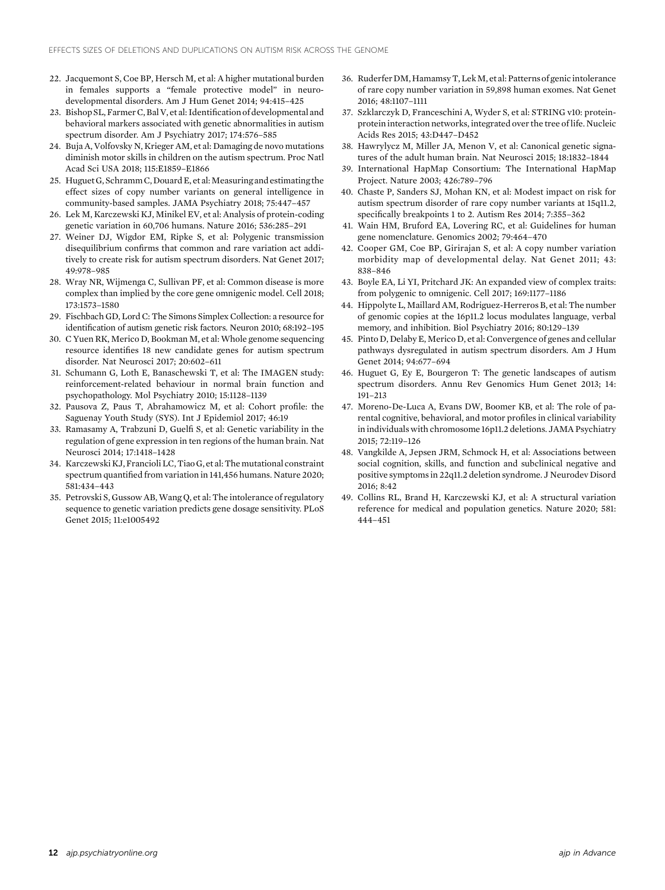22. Jacquemont S, Coe BP, Hersch M, et al: A higher mutational burden in females supports a "female protective model" in neurodevelopmental disorders. Am J Hum Genet 2014; 94:415–425
23. Bishop SL, Farmer C, Bal V, et al: Identification of developmental and behavioral markers associated with genetic abnormalities in autism spectrum disorder. Am J Psychiatry 2017; 174:576–585
24. Buja A, Volfovsky N, Krieger AM, et al: Damaging de novo mutations diminish motor skills in children on the autism spectrum. Proc Natl Acad Sci USA 2018; 115:E1859–E1866
25. Huguet G, Schramm C, Douard E, et al: Measuring and estimating the effect sizes of copy number variants on general intelligence in community-based samples. JAMA Psychiatry 2018; 75:447–457
26. Lek M, Karczewski KJ, Minikel EV, et al: Analysis of protein-coding genetic variation in 60,706 humans. Nature 2016; 536:285–291
27. Weiner DJ, Wigdor EM, Ripke S, et al: Polygenic transmission disequilibrium confirms that common and rare variation act additively to create risk for autism spectrum disorders. Nat Genet 2017; 49:978–985
28. Wray NR, Wijmenga C, Sullivan PF, et al: Common disease is more complex than implied by the core gene omnigenic model. Cell 2018; 173:1573–1580
29. Fischbach GD, Lord C: The Simons Simplex Collection: a resource for identification of autism genetic risk factors. Neuron 2010; 68:192–195
30. C Yuen RK, Merico D, Bookman M, et al: Whole genome sequencing resource identifies 18 new candidate genes for autism spectrum disorder. Nat Neurosci 2017; 20:602–611
31. Schumann G, Loth E, Banaschewski T, et al: The IMAGEN study: reinforcement-related behaviour in normal brain function and psychopathology. Mol Psychiatry 2010; 15:1128–1139
32. Pausova Z, Paus T, Abrahamowicz M, et al: Cohort profile: the Saguenay Youth Study (SYS). Int J Epidemiol 2017; 46:19
33. Ramasamy A, Trabzuni D, Guelfi S, et al: Genetic variability in the regulation of gene expression in ten regions of the human brain. Nat Neurosci 2014; 17:1418–1428
34. Karczewski KJ, Francioli LC, Tiao G, et al: The mutational constraint spectrum quantified from variation in 141,456 humans. Nature 2020; 581:434–443
35. Petrovski S, Gussow AB, Wang Q, et al: The intolerance of regulatory sequence to genetic variation predicts gene dosage sensitivity. PLoS Genet 2015; 11:e1005492
36. Ruderfer DM, Hamamsy T, Lek M, et al: Patterns of genic intolerance of rare copy number variation in 59,898 human exomes. Nat Genet 2016; 48:1107–1111
37. Szklarczyk D, Franceschini A, Wyder S, et al: STRING v10: protein-protein interaction networks, integrated over the tree of life. Nucleic Acids Res 2015; 43:D447–D452
38. Hawrylycz M, Miller JA, Menon V, et al: Canonical genetic signatures of the adult human brain. Nat Neurosci 2015; 18:1832–1844
39. International HapMap Consortium: The International HapMap Project. Nature 2003; 426:789–796
40. Chaste P, Sanders SJ, Mohan KN, et al: Modest impact on risk for autism spectrum disorder of rare copy number variants at 15q11.2, specifically breakpoints 1 to 2. Autism Res 2014; 7:355–362
41. Wain HM, Bruford EA, Lovering RC, et al: Guidelines for human gene nomenclature. Genomics 2002; 79:464–470
42. Cooper GM, Coe BP, Girirajan S, et al: A copy number variation morbidity map of developmental delay. Nat Genet 2011; 43: 838–846
43. Boyle EA, Li YI, Pritchard JK: An expanded view of complex traits: from polygenic to omnigenic. Cell 2017; 169:1177–1186
44. Hippolyte L, Maillard AM, Rodriguez-Herreros B, et al: The number of genomic copies at the 16p11.2 locus modulates language, verbal memory, and inhibition. Biol Psychiatry 2016; 80:129–139
45. Pinto D, Delaby E, Merico D, et al: Convergence of genes and cellular pathways dysregulated in autism spectrum disorders. Am J Hum Genet 2014; 94:677–694
46. Huguet G, Ey E, Bourgeron T: The genetic landscapes of autism spectrum disorders. Annu Rev Genomics Hum Genet 2013; 14: 191–213
47. Moreno-De-Luca A, Evans DW, Boomer KB, et al: The role of parental cognitive, behavioral, and motor profiles in clinical variability in individuals with chromosome 16p11.2 deletions. JAMA Psychiatry 2015; 72:119–126
48. Vangkilde A, Jepsen JRM, Schmock H, et al: Associations between social cognition, skills, and function and subclinical negative and positive symptoms in 22q11.2 deletion syndrome. J Neurodev Disord 2016; 8:42
49. Collins RL, Brand H, Karczewski KJ, et al: A structural variation reference for medical and population genetics. Nature 2020; 581: 444–451